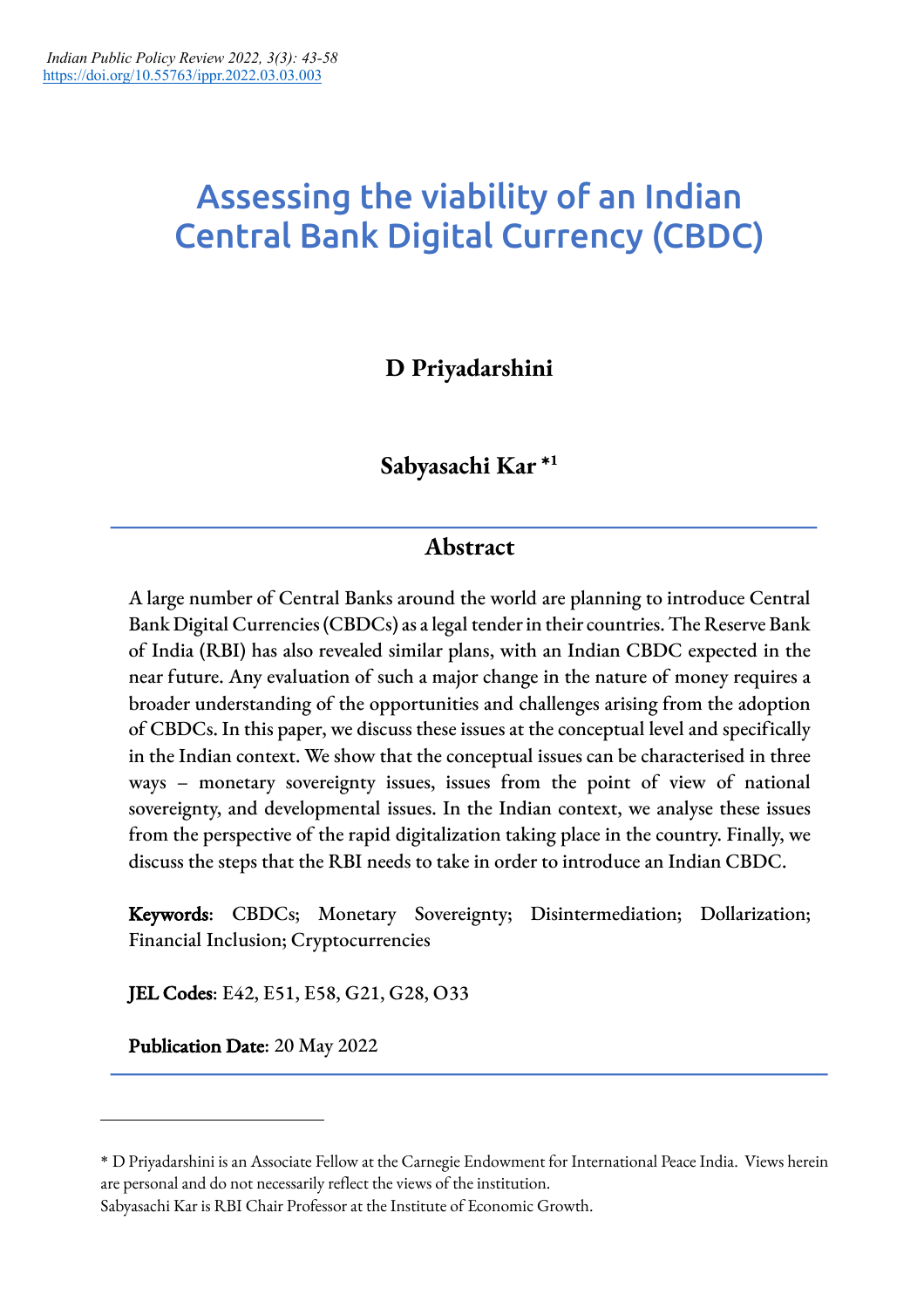# Assessing the viability of an Indian Central Bank Digital Currency (CBDC)

**D Priyadarshini**

**Sabyasachi Kar** *[1]

## Abstract

A large number of Central Banks around the world are planning to introduce Central Bank Digital Currencies (CBDCs) as a legal tender in their countries. The Reserve Bank of India (RBI) has also revealed similar plans, with an Indian CBDC expected in the near future. Any evaluation of such a major change in the nature of money requires a broader understanding of the opportunities and challenges arising from the adoption of CBDCs. In this paper, we discuss these issues at the conceptual level and specifically in the Indian context. We show that the conceptual issues can be characterised in three ways – monetary sovereignty issues, issues from the point of view of national sovereignty, and developmental issues. In the Indian context, we analyse these issues from the perspective of the rapid digitalization taking place in the country. Finally, we discuss the steps that the RBI needs to take in order to introduce an Indian CBDC.

**Keywords**: CBDCs; Monetary Sovereignty; Disintermediation; Dollarization; Financial Inclusion; Cryptocurrencies

**JEL Codes**: E42, E51, E58, G21, G28, O33

**Publication Date**: 20 May 2022

---

\* D Priyadarshini is an Associate Fellow at the Carnegie Endowment for International Peace India. Views herein are personal and do not necessarily reflect the views of the institution.
Sabyasachi Kar is RBI Chair Professor at the Institute of Economic Growth.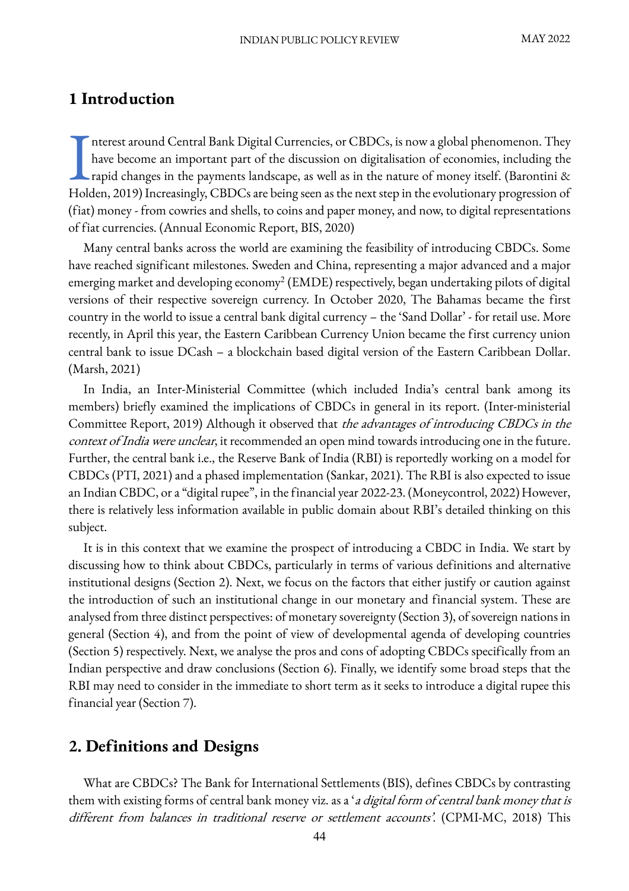# 1 Introduction

Interest around Central Bank Digital Currencies, or CBDCs, is now a global phenomenon. They have become an important part of the discussion on digitalisation of economies, including the rapid changes in the payments landscape, as well as in the nature of money itself. (Barontini & Holden, 2019) Increasingly, CBDCs are being seen as the next step in the evolutionary progression of (fiat) money - from cowries and shells, to coins and paper money, and now, to digital representations of fiat currencies. (Annual Economic Report, BIS, 2020)

Many central banks across the world are examining the feasibility of introducing CBDCs. Some have reached significant milestones. Sweden and China, representing a major advanced and a major emerging market and developing economy[2] (EMDE) respectively, began undertaking pilots of digital versions of their respective sovereign currency. In October 2020, The Bahamas became the first country in the world to issue a central bank digital currency – the 'Sand Dollar' - for retail use. More recently, in April this year, the Eastern Caribbean Currency Union became the first currency union central bank to issue DCash – a blockchain based digital version of the Eastern Caribbean Dollar. (Marsh, 2021)

In India, an Inter-Ministerial Committee (which included India's central bank among its members) briefly examined the implications of CBDCs in general in its report. (Inter-ministerial Committee Report, 2019) Although it observed that *the advantages of introducing CBDCs in the context of India were unclear*, it recommended an open mind towards introducing one in the future. Further, the central bank i.e., the Reserve Bank of India (RBI) is reportedly working on a model for CBDCs (PTI, 2021) and a phased implementation (Sankar, 2021). The RBI is also expected to issue an Indian CBDC, or a "digital rupee", in the financial year 2022-23. (Moneycontrol, 2022) However, there is relatively less information available in public domain about RBI's detailed thinking on this subject.

It is in this context that we examine the prospect of introducing a CBDC in India. We start by discussing how to think about CBDCs, particularly in terms of various definitions and alternative institutional designs (Section 2). Next, we focus on the factors that either justify or caution against the introduction of such an institutional change in our monetary and financial system. These are analysed from three distinct perspectives: of monetary sovereignty (Section 3), of sovereign nations in general (Section 4), and from the point of view of developmental agenda of developing countries (Section 5) respectively. Next, we analyse the pros and cons of adopting CBDCs specifically from an Indian perspective and draw conclusions (Section 6). Finally, we identify some broad steps that the RBI may need to consider in the immediate to short term as it seeks to introduce a digital rupee this financial year (Section 7).

# 2. Definitions and Designs

What are CBDCs? The Bank for International Settlements (BIS), defines CBDCs by contrasting them with existing forms of central bank money viz. as a '*a digital form of central bank money that is different from balances in traditional reserve or settlement accounts'.* (CPMI-MC, 2018) This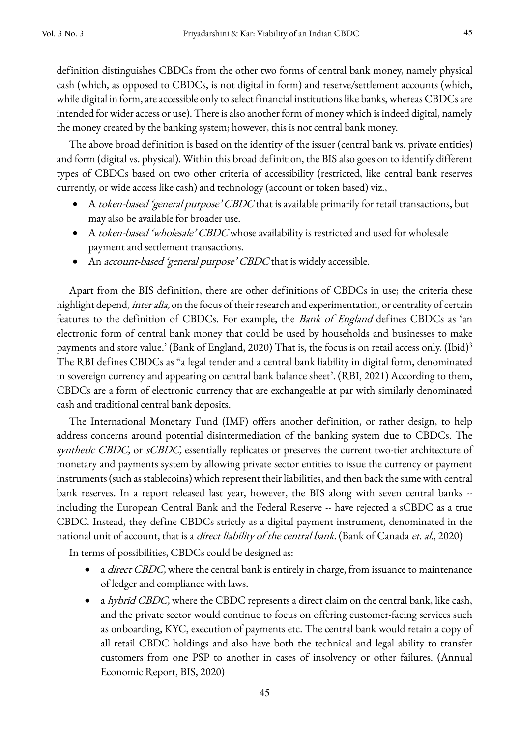definition distinguishes CBDCs from the other two forms of central bank money, namely physical cash (which, as opposed to CBDCs, is not digital in form) and reserve/settlement accounts (which, while digital in form, are accessible only to select financial institutions like banks, whereas CBDCs are intended for wider access or use). There is also another form of money which is indeed digital, namely the money created by the banking system; however, this is not central bank money.

The above broad definition is based on the identity of the issuer (central bank vs. private entities) and form (digital vs. physical). Within this broad definition, the BIS also goes on to identify different types of CBDCs based on two other criteria of accessibility (restricted, like central bank reserves currently, or wide access like cash) and technology (account or token based) viz.,

- A *token-based 'general purpose' CBDC* that is available primarily for retail transactions, but may also be available for broader use.
- A *token-based 'wholesale' CBDC* whose availability is restricted and used for wholesale payment and settlement transactions.
- An *account-based 'general purpose' CBDC* that is widely accessible.

Apart from the BIS definition, there are other definitions of CBDCs in use; the criteria these highlight depend, *inter alia,* on the focus of their research and experimentation, or centrality of certain features to the definition of CBDCs. For example, the *Bank of England* defines CBDCs as 'an electronic form of central bank money that could be used by households and businesses to make payments and store value.' (Bank of England, 2020) That is, the focus is on retail access only. (Ibid)[3] The RBI defines CBDCs as "a legal tender and a central bank liability in digital form, denominated in sovereign currency and appearing on central bank balance sheet'. (RBI, 2021) According to them, CBDCs are a form of electronic currency that are exchangeable at par with similarly denominated cash and traditional central bank deposits.

The International Monetary Fund (IMF) offers another definition, or rather design, to help address concerns around potential disintermediation of the banking system due to CBDCs. The *synthetic CBDC,* or *sCBDC,* essentially replicates or preserves the current two-tier architecture of monetary and payments system by allowing private sector entities to issue the currency or payment instruments (such as stablecoins) which represent their liabilities, and then back the same with central bank reserves. In a report released last year, however, the BIS along with seven central banks -- including the European Central Bank and the Federal Reserve -- have rejected a sCBDC as a true CBDC. Instead, they define CBDCs strictly as a digital payment instrument, denominated in the national unit of account, that is a *direct liability of the central bank*. (Bank of Canada *et. al*., 2020)

In terms of possibilities, CBDCs could be designed as:

- a *direct CBDC,* where the central bank is entirely in charge, from issuance to maintenance of ledger and compliance with laws.
- a *hybrid CBDC,* where the CBDC represents a direct claim on the central bank, like cash, and the private sector would continue to focus on offering customer-facing services such as onboarding, KYC, execution of payments etc. The central bank would retain a copy of all retail CBDC holdings and also have both the technical and legal ability to transfer customers from one PSP to another in cases of insolvency or other failures. (Annual Economic Report, BIS, 2020)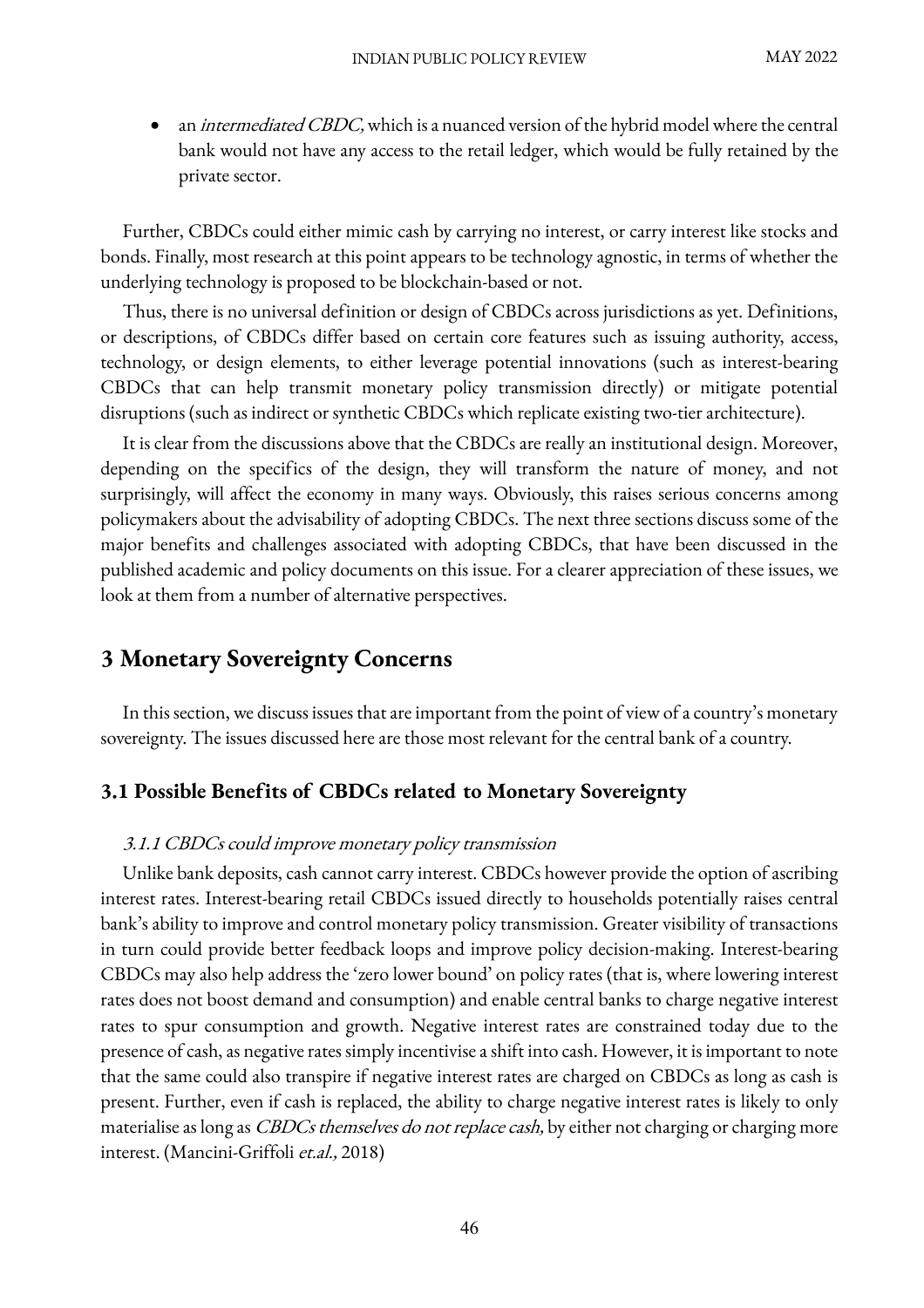- an *intermediated CBDC,* which is a nuanced version of the hybrid model where the central bank would not have any access to the retail ledger, which would be fully retained by the private sector.

Further, CBDCs could either mimic cash by carrying no interest, or carry interest like stocks and bonds. Finally, most research at this point appears to be technology agnostic, in terms of whether the underlying technology is proposed to be blockchain-based or not.

Thus, there is no universal definition or design of CBDCs across jurisdictions as yet. Definitions, or descriptions, of CBDCs differ based on certain core features such as issuing authority, access, technology, or design elements, to either leverage potential innovations (such as interest-bearing CBDCs that can help transmit monetary policy transmission directly) or mitigate potential disruptions (such as indirect or synthetic CBDCs which replicate existing two-tier architecture).

It is clear from the discussions above that the CBDCs are really an institutional design. Moreover, depending on the specifics of the design, they will transform the nature of money, and not surprisingly, will affect the economy in many ways. Obviously, this raises serious concerns among policymakers about the advisability of adopting CBDCs. The next three sections discuss some of the major benefits and challenges associated with adopting CBDCs, that have been discussed in the published academic and policy documents on this issue. For a clearer appreciation of these issues, we look at them from a number of alternative perspectives.

## 3 Monetary Sovereignty Concerns

In this section, we discuss issues that are important from the point of view of a country's monetary sovereignty. The issues discussed here are those most relevant for the central bank of a country.

### 3.1 Possible Benefits of CBDCs related to Monetary Sovereignty

#### *3.1.1 CBDCs could improve monetary policy transmission*

Unlike bank deposits, cash cannot carry interest. CBDCs however provide the option of ascribing interest rates. Interest-bearing retail CBDCs issued directly to households potentially raises central bank's ability to improve and control monetary policy transmission. Greater visibility of transactions in turn could provide better feedback loops and improve policy decision-making. Interest-bearing CBDCs may also help address the 'zero lower bound' on policy rates (that is, where lowering interest rates does not boost demand and consumption) and enable central banks to charge negative interest rates to spur consumption and growth. Negative interest rates are constrained today due to the presence of cash, as negative rates simply incentivise a shift into cash. However, it is important to note that the same could also transpire if negative interest rates are charged on CBDCs as long as cash is present. Further, even if cash is replaced, the ability to charge negative interest rates is likely to only materialise as long as *CBDCs themselves do not replace cash,* by either not charging or charging more interest. (Mancini-Griffoli *et.al.,* 2018)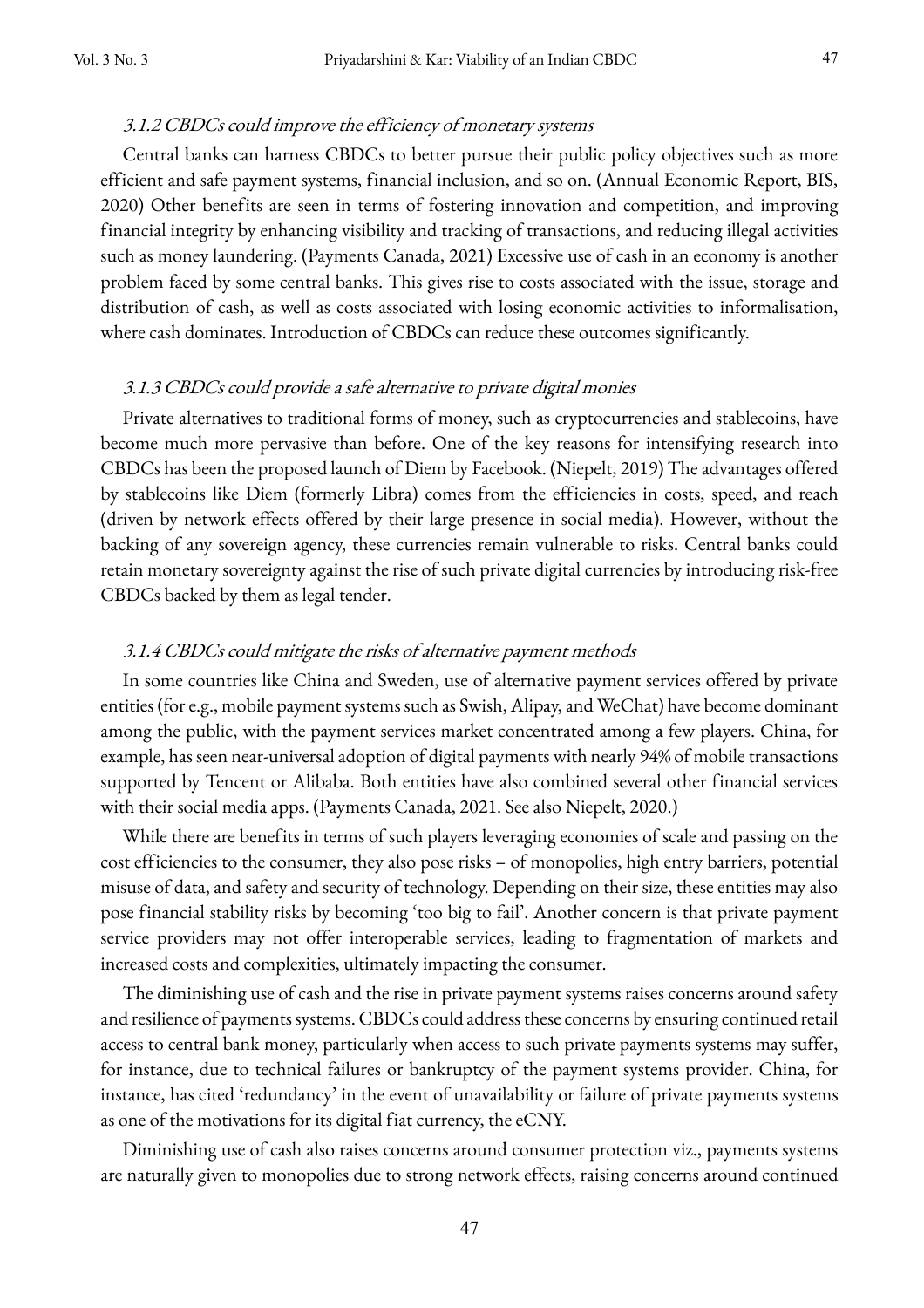#### *3.1.2 CBDCs could improve the efficiency of monetary systems*

Central banks can harness CBDCs to better pursue their public policy objectives such as more efficient and safe payment systems, financial inclusion, and so on. (Annual Economic Report, BIS, 2020) Other benefits are seen in terms of fostering innovation and competition, and improving financial integrity by enhancing visibility and tracking of transactions, and reducing illegal activities such as money laundering. (Payments Canada, 2021) Excessive use of cash in an economy is another problem faced by some central banks. This gives rise to costs associated with the issue, storage and distribution of cash, as well as costs associated with losing economic activities to informalisation, where cash dominates. Introduction of CBDCs can reduce these outcomes significantly.

#### *3.1.3 CBDCs could provide a safe alternative to private digital monies*

Private alternatives to traditional forms of money, such as cryptocurrencies and stablecoins, have become much more pervasive than before. One of the key reasons for intensifying research into CBDCs has been the proposed launch of Diem by Facebook. (Niepelt, 2019) The advantages offered by stablecoins like Diem (formerly Libra) comes from the efficiencies in costs, speed, and reach (driven by network effects offered by their large presence in social media). However, without the backing of any sovereign agency, these currencies remain vulnerable to risks. Central banks could retain monetary sovereignty against the rise of such private digital currencies by introducing risk-free CBDCs backed by them as legal tender.

#### *3.1.4 CBDCs could mitigate the risks of alternative payment methods*

In some countries like China and Sweden, use of alternative payment services offered by private entities (for e.g., mobile payment systems such as Swish, Alipay, and WeChat) have become dominant among the public, with the payment services market concentrated among a few players. China, for example, has seen near-universal adoption of digital payments with nearly 94% of mobile transactions supported by Tencent or Alibaba. Both entities have also combined several other financial services with their social media apps. (Payments Canada, 2021. See also Niepelt, 2020.)

While there are benefits in terms of such players leveraging economies of scale and passing on the cost efficiencies to the consumer, they also pose risks – of monopolies, high entry barriers, potential misuse of data, and safety and security of technology. Depending on their size, these entities may also pose financial stability risks by becoming 'too big to fail'. Another concern is that private payment service providers may not offer interoperable services, leading to fragmentation of markets and increased costs and complexities, ultimately impacting the consumer.

The diminishing use of cash and the rise in private payment systems raises concerns around safety and resilience of payments systems. CBDCs could address these concerns by ensuring continued retail access to central bank money, particularly when access to such private payments systems may suffer, for instance, due to technical failures or bankruptcy of the payment systems provider. China, for instance, has cited 'redundancy' in the event of unavailability or failure of private payments systems as one of the motivations for its digital fiat currency, the eCNY.

Diminishing use of cash also raises concerns around consumer protection viz., payments systems are naturally given to monopolies due to strong network effects, raising concerns around continued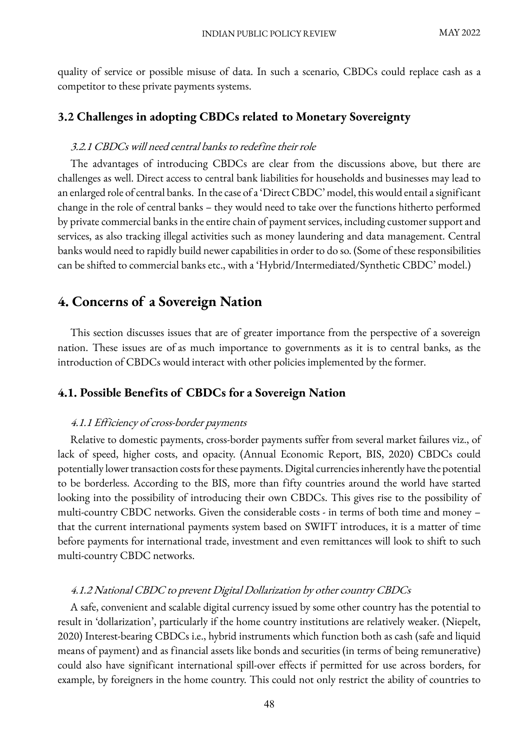quality of service or possible misuse of data. In such a scenario, CBDCs could replace cash as a competitor to these private payments systems.

### 3.2 Challenges in adopting CBDCs related to Monetary Sovereignty

#### *3.2.1 CBDCs will need central banks to redefine their role*

The advantages of introducing CBDCs are clear from the discussions above, but there are challenges as well. Direct access to central bank liabilities for households and businesses may lead to an enlarged role of central banks. In the case of a 'Direct CBDC' model, this would entail a significant change in the role of central banks – they would need to take over the functions hitherto performed by private commercial banks in the entire chain of payment services, including customer support and services, as also tracking illegal activities such as money laundering and data management. Central banks would need to rapidly build newer capabilities in order to do so. (Some of these responsibilities can be shifted to commercial banks etc., with a 'Hybrid/Intermediated/Synthetic CBDC' model.)

## 4. Concerns of a Sovereign Nation

This section discusses issues that are of greater importance from the perspective of a sovereign nation. These issues are of as much importance to governments as it is to central banks, as the introduction of CBDCs would interact with other policies implemented by the former.

### 4.1. Possible Benefits of CBDCs for a Sovereign Nation

#### *4.1.1 Efficiency of cross-border payments*

Relative to domestic payments, cross-border payments suffer from several market failures viz., of lack of speed, higher costs, and opacity. (Annual Economic Report, BIS, 2020) CBDCs could potentially lower transaction costs for these payments. Digital currencies inherently have the potential to be borderless. According to the BIS, more than fifty countries around the world have started looking into the possibility of introducing their own CBDCs. This gives rise to the possibility of multi-country CBDC networks. Given the considerable costs - in terms of both time and money – that the current international payments system based on SWIFT introduces, it is a matter of time before payments for international trade, investment and even remittances will look to shift to such multi-country CBDC networks.

#### *4.1.2 National CBDC to prevent Digital Dollarization by other country CBDCs*

A safe, convenient and scalable digital currency issued by some other country has the potential to result in 'dollarization', particularly if the home country institutions are relatively weaker. (Niepelt, 2020) Interest-bearing CBDCs i.e., hybrid instruments which function both as cash (safe and liquid means of payment) and as financial assets like bonds and securities (in terms of being remunerative) could also have significant international spill-over effects if permitted for use across borders, for example, by foreigners in the home country. This could not only restrict the ability of countries to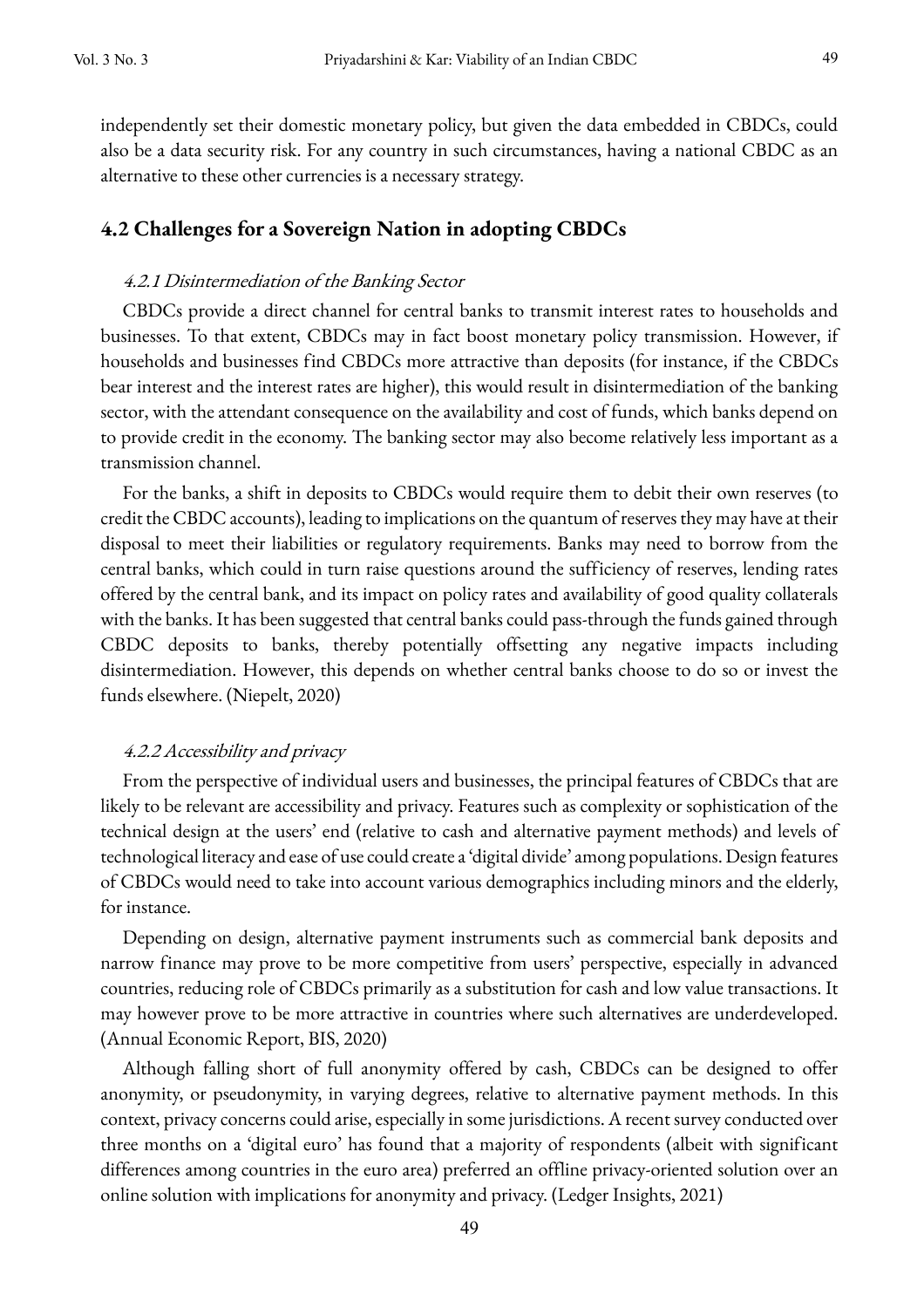independently set their domestic monetary policy, but given the data embedded in CBDCs, could also be a data security risk. For any country in such circumstances, having a national CBDC as an alternative to these other currencies is a necessary strategy.

## 4.2 Challenges for a Sovereign Nation in adopting CBDCs

#### *4.2.1 Disintermediation of the Banking Sector*

CBDCs provide a direct channel for central banks to transmit interest rates to households and businesses. To that extent, CBDCs may in fact boost monetary policy transmission. However, if households and businesses find CBDCs more attractive than deposits (for instance, if the CBDCs bear interest and the interest rates are higher), this would result in disintermediation of the banking sector, with the attendant consequence on the availability and cost of funds, which banks depend on to provide credit in the economy. The banking sector may also become relatively less important as a transmission channel.

For the banks, a shift in deposits to CBDCs would require them to debit their own reserves (to credit the CBDC accounts), leading to implications on the quantum of reserves they may have at their disposal to meet their liabilities or regulatory requirements. Banks may need to borrow from the central banks, which could in turn raise questions around the sufficiency of reserves, lending rates offered by the central bank, and its impact on policy rates and availability of good quality collaterals with the banks. It has been suggested that central banks could pass-through the funds gained through CBDC deposits to banks, thereby potentially offsetting any negative impacts including disintermediation. However, this depends on whether central banks choose to do so or invest the funds elsewhere. (Niepelt, 2020)

#### *4.2.2 Accessibility and privacy*

From the perspective of individual users and businesses, the principal features of CBDCs that are likely to be relevant are accessibility and privacy. Features such as complexity or sophistication of the technical design at the users' end (relative to cash and alternative payment methods) and levels of technological literacy and ease of use could create a 'digital divide' among populations. Design features of CBDCs would need to take into account various demographics including minors and the elderly, for instance.

Depending on design, alternative payment instruments such as commercial bank deposits and narrow finance may prove to be more competitive from users' perspective, especially in advanced countries, reducing role of CBDCs primarily as a substitution for cash and low value transactions. It may however prove to be more attractive in countries where such alternatives are underdeveloped. (Annual Economic Report, BIS, 2020)

Although falling short of full anonymity offered by cash, CBDCs can be designed to offer anonymity, or pseudonymity, in varying degrees, relative to alternative payment methods. In this context, privacy concerns could arise, especially in some jurisdictions. A recent survey conducted over three months on a 'digital euro' has found that a majority of respondents (albeit with significant differences among countries in the euro area) preferred an offline privacy-oriented solution over an online solution with implications for anonymity and privacy. (Ledger Insights, 2021)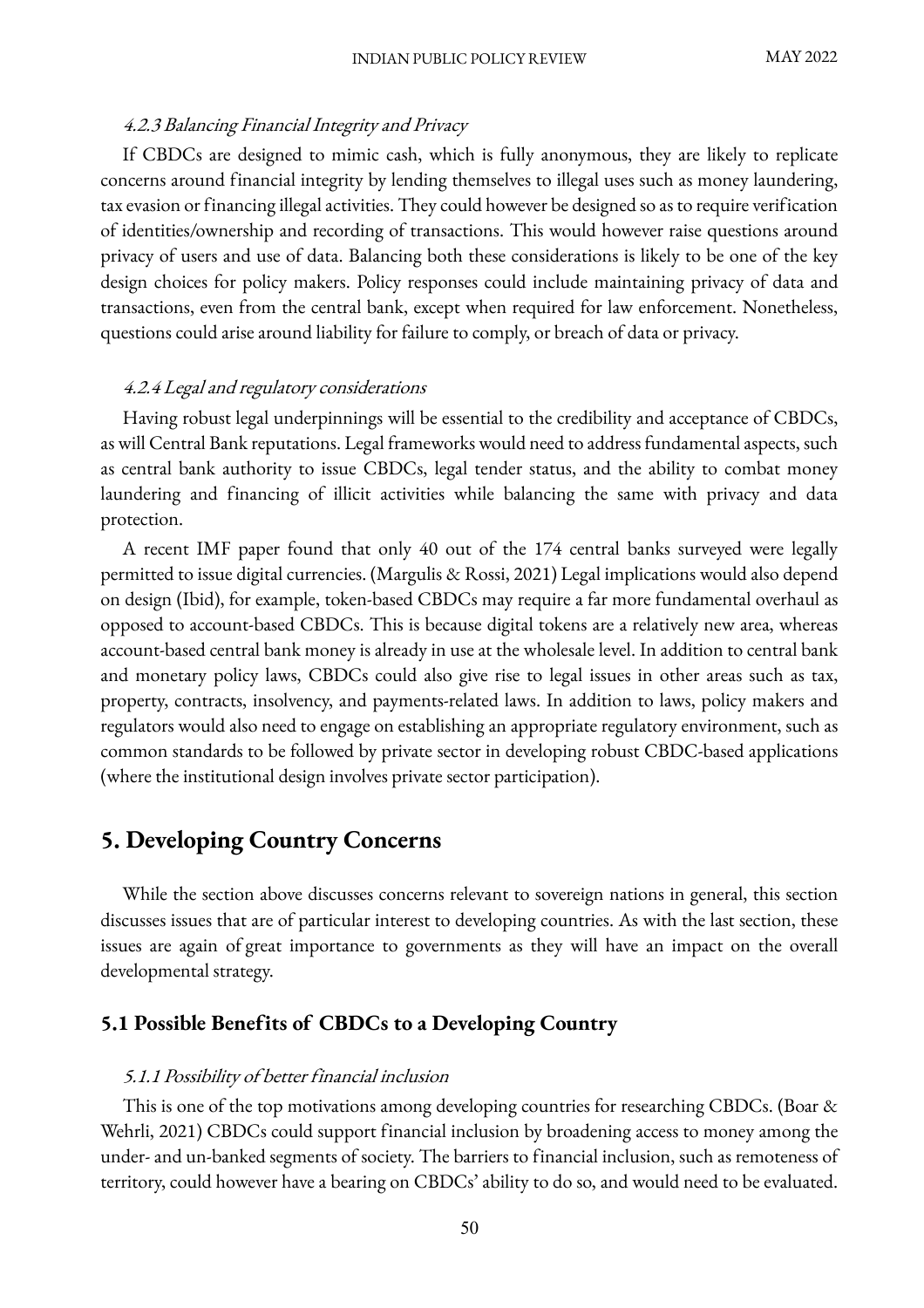#### *4.2.3 Balancing Financial Integrity and Privacy*

If CBDCs are designed to mimic cash, which is fully anonymous, they are likely to replicate concerns around financial integrity by lending themselves to illegal uses such as money laundering, tax evasion or financing illegal activities. They could however be designed so as to require verification of identities/ownership and recording of transactions. This would however raise questions around privacy of users and use of data. Balancing both these considerations is likely to be one of the key design choices for policy makers. Policy responses could include maintaining privacy of data and transactions, even from the central bank, except when required for law enforcement. Nonetheless, questions could arise around liability for failure to comply, or breach of data or privacy.

#### *4.2.4 Legal and regulatory considerations*

Having robust legal underpinnings will be essential to the credibility and acceptance of CBDCs, as will Central Bank reputations. Legal frameworks would need to address fundamental aspects, such as central bank authority to issue CBDCs, legal tender status, and the ability to combat money laundering and financing of illicit activities while balancing the same with privacy and data protection.

A recent IMF paper found that only 40 out of the 174 central banks surveyed were legally permitted to issue digital currencies. (Margulis & Rossi, 2021) Legal implications would also depend on design (Ibid), for example, token-based CBDCs may require a far more fundamental overhaul as opposed to account-based CBDCs. This is because digital tokens are a relatively new area, whereas account-based central bank money is already in use at the wholesale level. In addition to central bank and monetary policy laws, CBDCs could also give rise to legal issues in other areas such as tax, property, contracts, insolvency, and payments-related laws. In addition to laws, policy makers and regulators would also need to engage on establishing an appropriate regulatory environment, such as common standards to be followed by private sector in developing robust CBDC-based applications (where the institutional design involves private sector participation).

## 5. Developing Country Concerns

While the section above discusses concerns relevant to sovereign nations in general, this section discusses issues that are of particular interest to developing countries. As with the last section, these issues are again of great importance to governments as they will have an impact on the overall developmental strategy.

### 5.1 Possible Benefits of CBDCs to a Developing Country

#### *5.1.1 Possibility of better financial inclusion*

This is one of the top motivations among developing countries for researching CBDCs. (Boar & Wehrli, 2021) CBDCs could support financial inclusion by broadening access to money among the under- and un-banked segments of society. The barriers to financial inclusion, such as remoteness of territory, could however have a bearing on CBDCs' ability to do so, and would need to be evaluated.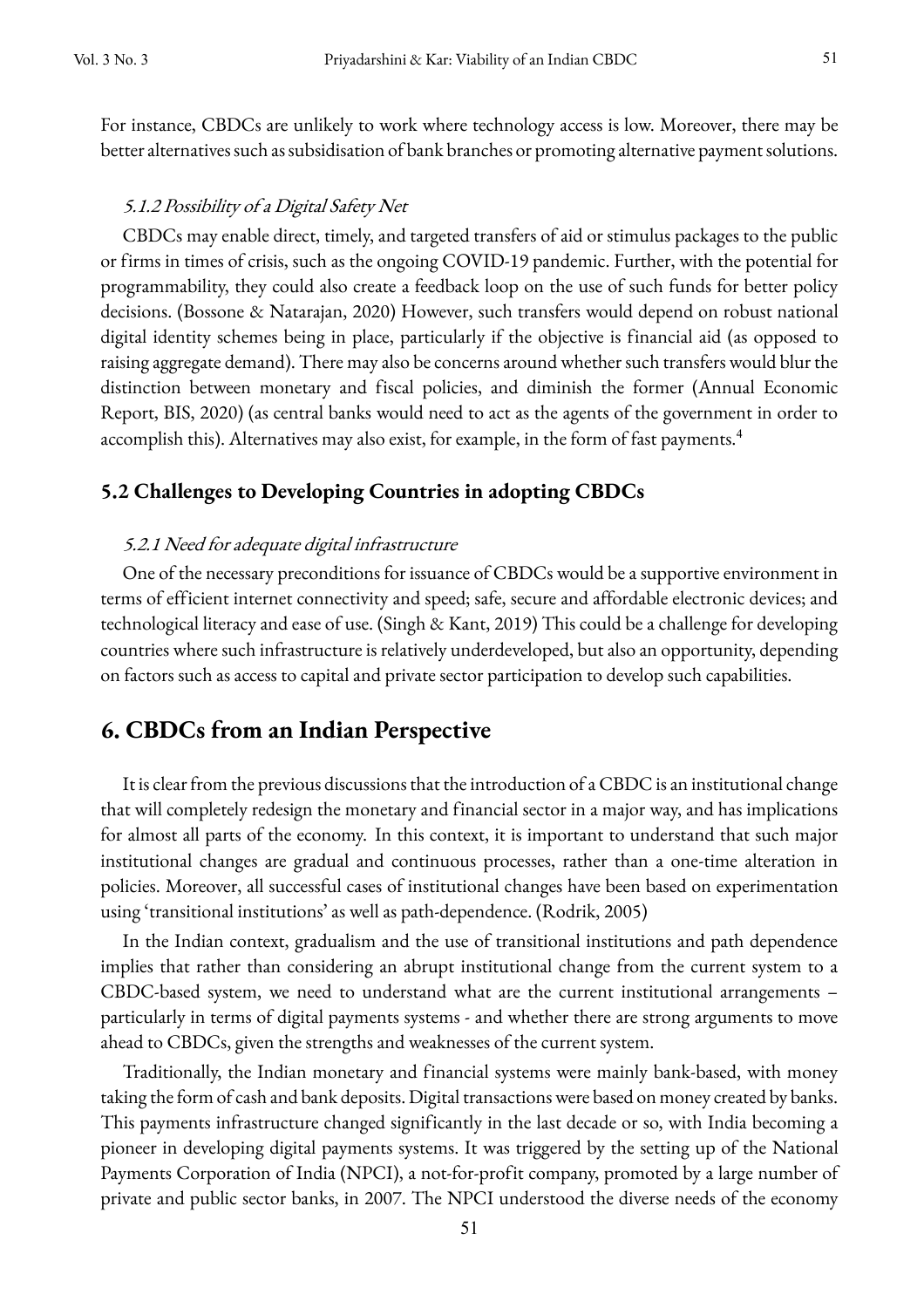For instance, CBDCs are unlikely to work where technology access is low. Moreover, there may be better alternatives such as subsidisation of bank branches or promoting alternative payment solutions.

#### *5.1.2 Possibility of a Digital Safety Net*

CBDCs may enable direct, timely, and targeted transfers of aid or stimulus packages to the public or firms in times of crisis, such as the ongoing COVID-19 pandemic. Further, with the potential for programmability, they could also create a feedback loop on the use of such funds for better policy decisions. (Bossone & Natarajan, 2020) However, such transfers would depend on robust national digital identity schemes being in place, particularly if the objective is financial aid (as opposed to raising aggregate demand). There may also be concerns around whether such transfers would blur the distinction between monetary and fiscal policies, and diminish the former (Annual Economic Report, BIS, 2020) (as central banks would need to act as the agents of the government in order to accomplish this). Alternatives may also exist, for example, in the form of fast payments.[4]

### 5.2 Challenges to Developing Countries in adopting CBDCs

#### *5.2.1 Need for adequate digital infrastructure*

One of the necessary preconditions for issuance of CBDCs would be a supportive environment in terms of efficient internet connectivity and speed; safe, secure and affordable electronic devices; and technological literacy and ease of use. (Singh & Kant, 2019) This could be a challenge for developing countries where such infrastructure is relatively underdeveloped, but also an opportunity, depending on factors such as access to capital and private sector participation to develop such capabilities.

## 6. CBDCs from an Indian Perspective

It is clear from the previous discussions that the introduction of a CBDC is an institutional change that will completely redesign the monetary and financial sector in a major way, and has implications for almost all parts of the economy. In this context, it is important to understand that such major institutional changes are gradual and continuous processes, rather than a one-time alteration in policies. Moreover, all successful cases of institutional changes have been based on experimentation using 'transitional institutions' as well as path-dependence. (Rodrik, 2005)

In the Indian context, gradualism and the use of transitional institutions and path dependence implies that rather than considering an abrupt institutional change from the current system to a CBDC-based system, we need to understand what are the current institutional arrangements – particularly in terms of digital payments systems - and whether there are strong arguments to move ahead to CBDCs, given the strengths and weaknesses of the current system.

Traditionally, the Indian monetary and financial systems were mainly bank-based, with money taking the form of cash and bank deposits. Digital transactions were based on money created by banks. This payments infrastructure changed significantly in the last decade or so, with India becoming a pioneer in developing digital payments systems. It was triggered by the setting up of the National Payments Corporation of India (NPCI), a not-for-profit company, promoted by a large number of private and public sector banks, in 2007. The NPCI understood the diverse needs of the economy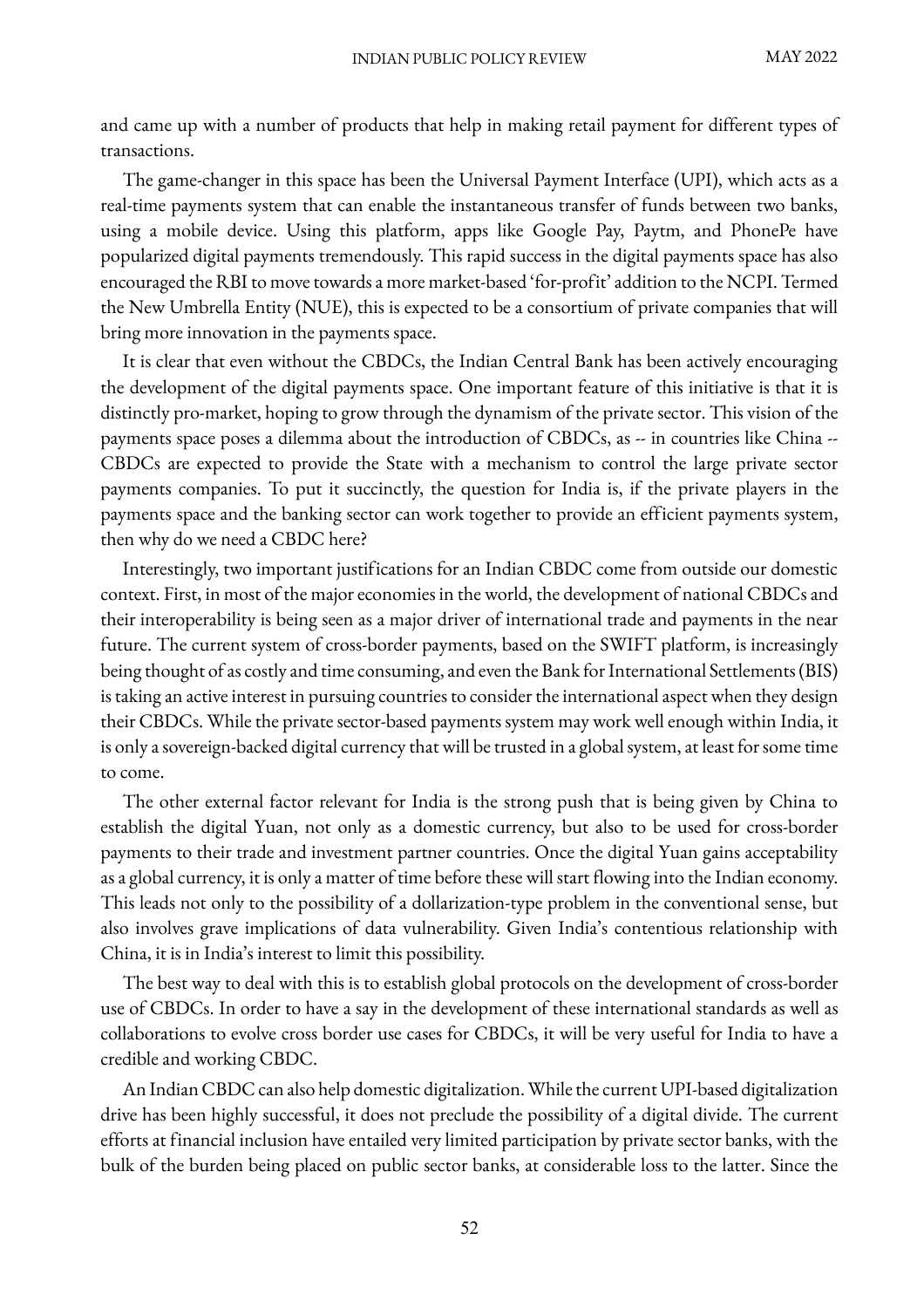and came up with a number of products that help in making retail payment for different types of transactions.

The game-changer in this space has been the Universal Payment Interface (UPI), which acts as a real-time payments system that can enable the instantaneous transfer of funds between two banks, using a mobile device. Using this platform, apps like Google Pay, Paytm, and PhonePe have popularized digital payments tremendously. This rapid success in the digital payments space has also encouraged the RBI to move towards a more market-based 'for-profit' addition to the NCPI. Termed the New Umbrella Entity (NUE), this is expected to be a consortium of private companies that will bring more innovation in the payments space.

It is clear that even without the CBDCs, the Indian Central Bank has been actively encouraging the development of the digital payments space. One important feature of this initiative is that it is distinctly pro-market, hoping to grow through the dynamism of the private sector. This vision of the payments space poses a dilemma about the introduction of CBDCs, as -- in countries like China -- CBDCs are expected to provide the State with a mechanism to control the large private sector payments companies. To put it succinctly, the question for India is, if the private players in the payments space and the banking sector can work together to provide an efficient payments system, then why do we need a CBDC here?

Interestingly, two important justifications for an Indian CBDC come from outside our domestic context. First, in most of the major economies in the world, the development of national CBDCs and their interoperability is being seen as a major driver of international trade and payments in the near future. The current system of cross-border payments, based on the SWIFT platform, is increasingly being thought of as costly and time consuming, and even the Bank for International Settlements (BIS) is taking an active interest in pursuing countries to consider the international aspect when they design their CBDCs. While the private sector-based payments system may work well enough within India, it is only a sovereign-backed digital currency that will be trusted in a global system, at least for some time to come.

The other external factor relevant for India is the strong push that is being given by China to establish the digital Yuan, not only as a domestic currency, but also to be used for cross-border payments to their trade and investment partner countries. Once the digital Yuan gains acceptability as a global currency, it is only a matter of time before these will start flowing into the Indian economy. This leads not only to the possibility of a dollarization-type problem in the conventional sense, but also involves grave implications of data vulnerability. Given India's contentious relationship with China, it is in India's interest to limit this possibility.

The best way to deal with this is to establish global protocols on the development of cross-border use of CBDCs. In order to have a say in the development of these international standards as well as collaborations to evolve cross border use cases for CBDCs, it will be very useful for India to have a credible and working CBDC.

An Indian CBDC can also help domestic digitalization. While the current UPI-based digitalization drive has been highly successful, it does not preclude the possibility of a digital divide. The current efforts at financial inclusion have entailed very limited participation by private sector banks, with the bulk of the burden being placed on public sector banks, at considerable loss to the latter. Since the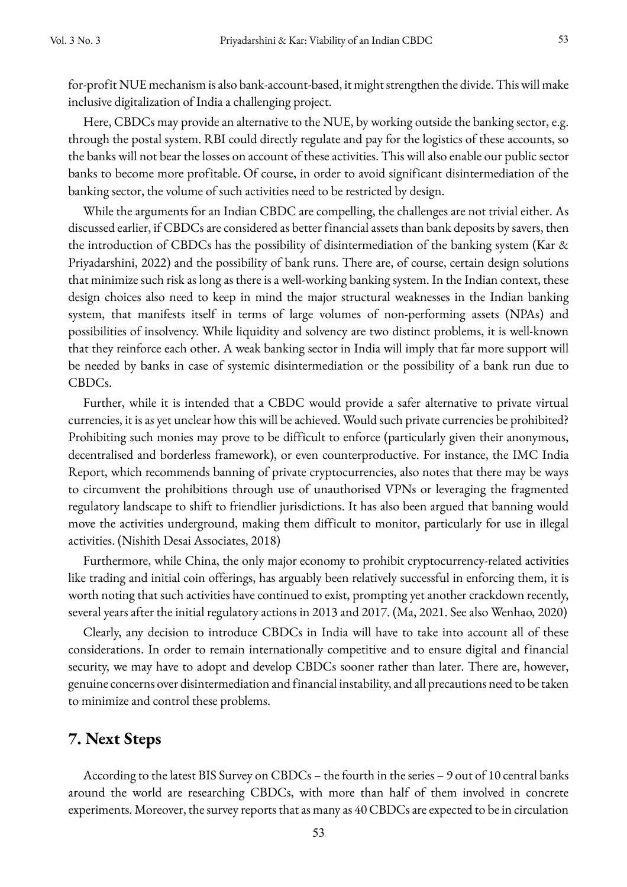for-profit NUE mechanism is also bank-account-based, it might strengthen the divide. This will make inclusive digitalization of India a challenging project.

Here, CBDCs may provide an alternative to the NUE, by working outside the banking sector, e.g. through the postal system. RBI could directly regulate and pay for the logistics of these accounts, so the banks will not bear the losses on account of these activities. This will also enable our public sector banks to become more profitable. Of course, in order to avoid significant disintermediation of the banking sector, the volume of such activities need to be restricted by design.

While the arguments for an Indian CBDC are compelling, the challenges are not trivial either. As discussed earlier, if CBDCs are considered as better financial assets than bank deposits by savers, then the introduction of CBDCs has the possibility of disintermediation of the banking system (Kar & Priyadarshini, 2022) and the possibility of bank runs. There are, of course, certain design solutions that minimize such risk as long as there is a well-working banking system. In the Indian context, these design choices also need to keep in mind the major structural weaknesses in the Indian banking system, that manifests itself in terms of large volumes of non-performing assets (NPAs) and possibilities of insolvency. While liquidity and solvency are two distinct problems, it is well-known that they reinforce each other. A weak banking sector in India will imply that far more support will be needed by banks in case of systemic disintermediation or the possibility of a bank run due to CBDCs.

Further, while it is intended that a CBDC would provide a safer alternative to private virtual currencies, it is as yet unclear how this will be achieved. Would such private currencies be prohibited? Prohibiting such monies may prove to be difficult to enforce (particularly given their anonymous, decentralised and borderless framework), or even counterproductive. For instance, the IMC India Report, which recommends banning of private cryptocurrencies, also notes that there may be ways to circumvent the prohibitions through use of unauthorised VPNs or leveraging the fragmented regulatory landscape to shift to friendlier jurisdictions. It has also been argued that banning would move the activities underground, making them difficult to monitor, particularly for use in illegal activities. (Nishith Desai Associates, 2018)

Furthermore, while China, the only major economy to prohibit cryptocurrency-related activities like trading and initial coin offerings, has arguably been relatively successful in enforcing them, it is worth noting that such activities have continued to exist, prompting yet another crackdown recently, several years after the initial regulatory actions in 2013 and 2017. (Ma, 2021. See also Wenhao, 2020)

Clearly, any decision to introduce CBDCs in India will have to take into account all of these considerations. In order to remain internationally competitive and to ensure digital and financial security, we may have to adopt and develop CBDCs sooner rather than later. There are, however, genuine concerns over disintermediation and financial instability, and all precautions need to be taken to minimize and control these problems.

## 7. Next Steps

According to the latest BIS Survey on CBDCs – the fourth in the series – 9 out of 10 central banks around the world are researching CBDCs, with more than half of them involved in concrete experiments. Moreover, the survey reports that as many as 40 CBDCs are expected to be in circulation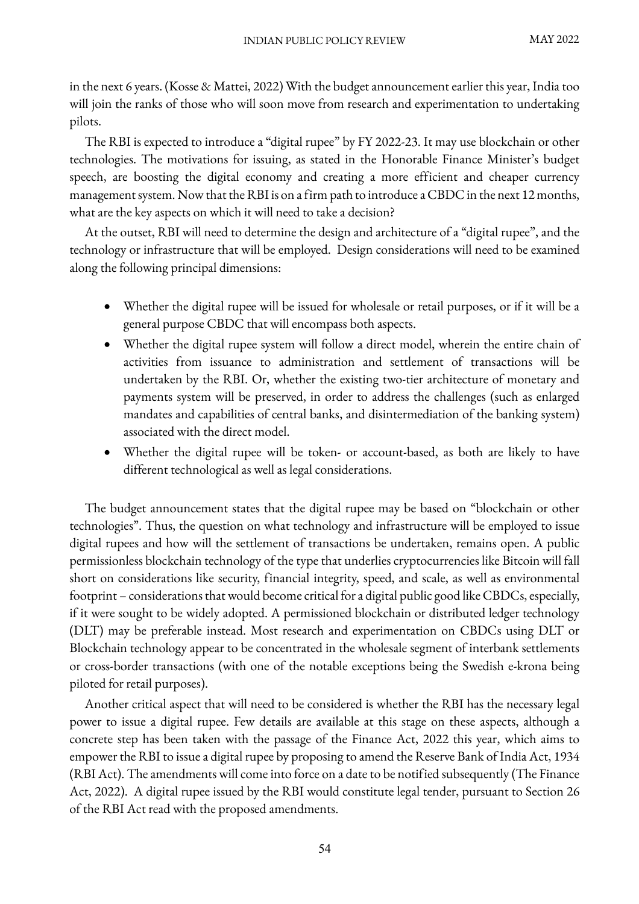in the next 6 years. (Kosse & Mattei, 2022) With the budget announcement earlier this year, India too will join the ranks of those who will soon move from research and experimentation to undertaking pilots.

The RBI is expected to introduce a "digital rupee" by FY 2022-23. It may use blockchain or other technologies. The motivations for issuing, as stated in the Honorable Finance Minister's budget speech, are boosting the digital economy and creating a more efficient and cheaper currency management system. Now that the RBI is on a firm path to introduce a CBDC in the next 12 months, what are the key aspects on which it will need to take a decision?

At the outset, RBI will need to determine the design and architecture of a "digital rupee", and the technology or infrastructure that will be employed. Design considerations will need to be examined along the following principal dimensions:

- Whether the digital rupee will be issued for wholesale or retail purposes, or if it will be a general purpose CBDC that will encompass both aspects.
- Whether the digital rupee system will follow a direct model, wherein the entire chain of activities from issuance to administration and settlement of transactions will be undertaken by the RBI. Or, whether the existing two-tier architecture of monetary and payments system will be preserved, in order to address the challenges (such as enlarged mandates and capabilities of central banks, and disintermediation of the banking system) associated with the direct model.
- Whether the digital rupee will be token- or account-based, as both are likely to have different technological as well as legal considerations.

The budget announcement states that the digital rupee may be based on "blockchain or other technologies". Thus, the question on what technology and infrastructure will be employed to issue digital rupees and how will the settlement of transactions be undertaken, remains open. A public permissionless blockchain technology of the type that underlies cryptocurrencies like Bitcoin will fall short on considerations like security, financial integrity, speed, and scale, as well as environmental footprint – considerations that would become critical for a digital public good like CBDCs, especially, if it were sought to be widely adopted. A permissioned blockchain or distributed ledger technology (DLT) may be preferable instead. Most research and experimentation on CBDCs using DLT or Blockchain technology appear to be concentrated in the wholesale segment of interbank settlements or cross-border transactions (with one of the notable exceptions being the Swedish e-krona being piloted for retail purposes).

Another critical aspect that will need to be considered is whether the RBI has the necessary legal power to issue a digital rupee. Few details are available at this stage on these aspects, although a concrete step has been taken with the passage of the Finance Act, 2022 this year, which aims to empower the RBI to issue a digital rupee by proposing to amend the Reserve Bank of India Act, 1934 (RBI Act). The amendments will come into force on a date to be notified subsequently (The Finance Act, 2022). A digital rupee issued by the RBI would constitute legal tender, pursuant to Section 26 of the RBI Act read with the proposed amendments.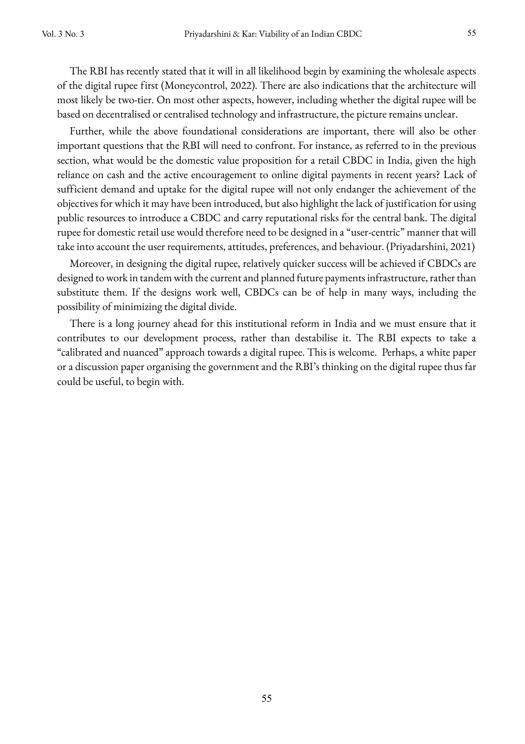The RBI has recently stated that it will in all likelihood begin by examining the wholesale aspects of the digital rupee first (Moneycontrol, 2022). There are also indications that the architecture will most likely be two-tier. On most other aspects, however, including whether the digital rupee will be based on decentralised or centralised technology and infrastructure, the picture remains unclear.

Further, while the above foundational considerations are important, there will also be other important questions that the RBI will need to confront. For instance, as referred to in the previous section, what would be the domestic value proposition for a retail CBDC in India, given the high reliance on cash and the active encouragement to online digital payments in recent years? Lack of sufficient demand and uptake for the digital rupee will not only endanger the achievement of the objectives for which it may have been introduced, but also highlight the lack of justification for using public resources to introduce a CBDC and carry reputational risks for the central bank. The digital rupee for domestic retail use would therefore need to be designed in a "user-centric" manner that will take into account the user requirements, attitudes, preferences, and behaviour. (Priyadarshini, 2021)

Moreover, in designing the digital rupee, relatively quicker success will be achieved if CBDCs are designed to work in tandem with the current and planned future payments infrastructure, rather than substitute them. If the designs work well, CBDCs can be of help in many ways, including the possibility of minimizing the digital divide.

There is a long journey ahead for this institutional reform in India and we must ensure that it contributes to our development process, rather than destabilise it. The RBI expects to take a "calibrated and nuanced" approach towards a digital rupee. This is welcome. Perhaps, a white paper or a discussion paper organising the government and the RBI's thinking on the digital rupee thus far could be useful, to begin with.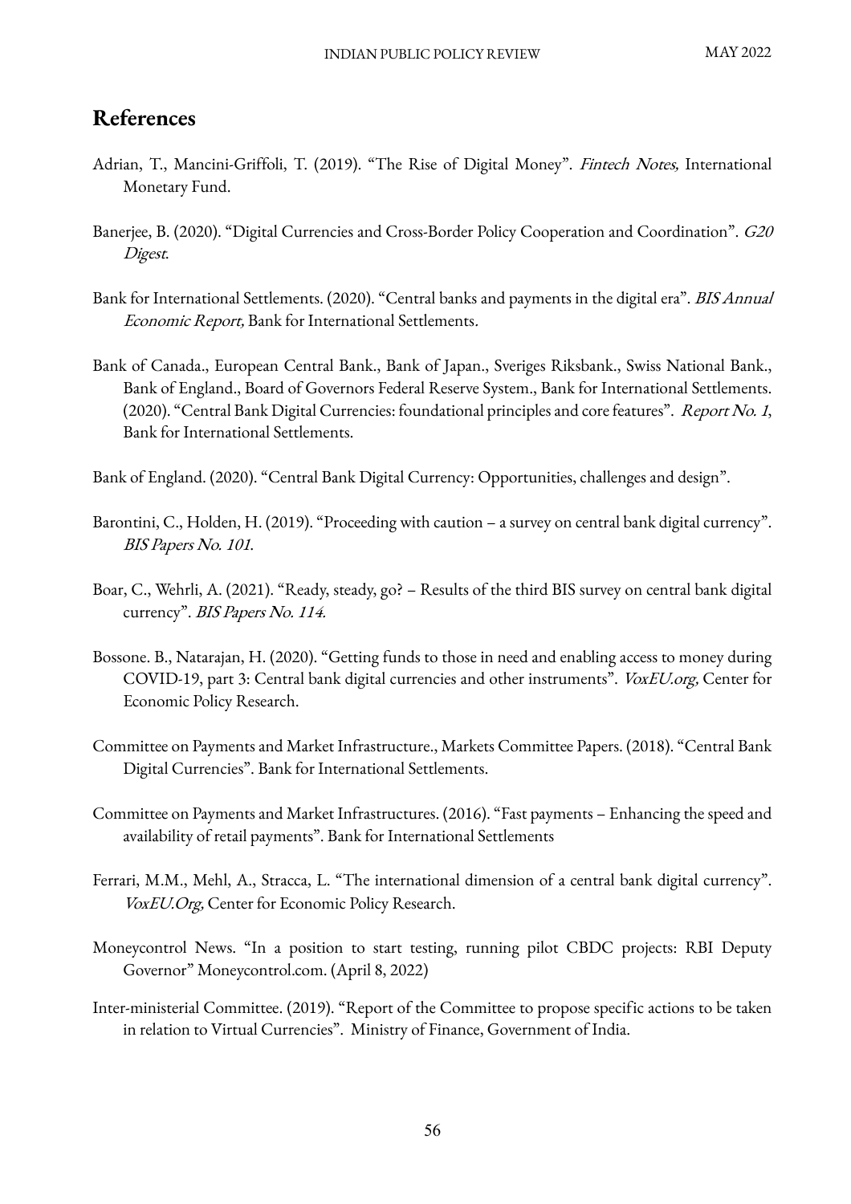## References

Adrian, T., Mancini-Griffoli, T. (2019). "The Rise of Digital Money". *Fintech Notes,* International Monetary Fund.

Banerjee, B. (2020). "Digital Currencies and Cross-Border Policy Cooperation and Coordination". *G20 Digest.*

Bank for International Settlements. (2020). "Central banks and payments in the digital era". *BIS Annual Economic Report,* Bank for International Settlements.

Bank of Canada., European Central Bank., Bank of Japan., Sveriges Riksbank., Swiss National Bank., Bank of England., Board of Governors Federal Reserve System., Bank for International Settlements. (2020). "Central Bank Digital Currencies: foundational principles and core features". *Report No. 1*, Bank for International Settlements.

Bank of England. (2020). "Central Bank Digital Currency: Opportunities, challenges and design".

Barontini, C., Holden, H. (2019). "Proceeding with caution – a survey on central bank digital currency". *BIS Papers No. 101.*

Boar, C., Wehrli, A. (2021). "Ready, steady, go? – Results of the third BIS survey on central bank digital currency". *BIS Papers No. 114.*

Bossone. B., Natarajan, H. (2020). "Getting funds to those in need and enabling access to money during COVID-19, part 3: Central bank digital currencies and other instruments". *VoxEU.org,* Center for Economic Policy Research.

Committee on Payments and Market Infrastructure., Markets Committee Papers. (2018). "Central Bank Digital Currencies". Bank for International Settlements.

Committee on Payments and Market Infrastructures. (2016). "Fast payments – Enhancing the speed and availability of retail payments". Bank for International Settlements

Ferrari, M.M., Mehl, A., Stracca, L. "The international dimension of a central bank digital currency". *VoxEU.Org,* Center for Economic Policy Research.

Moneycontrol News. "In a position to start testing, running pilot CBDC projects: RBI Deputy Governor" Moneycontrol.com. (April 8, 2022)

Inter-ministerial Committee. (2019). "Report of the Committee to propose specific actions to be taken in relation to Virtual Currencies". Ministry of Finance, Government of India.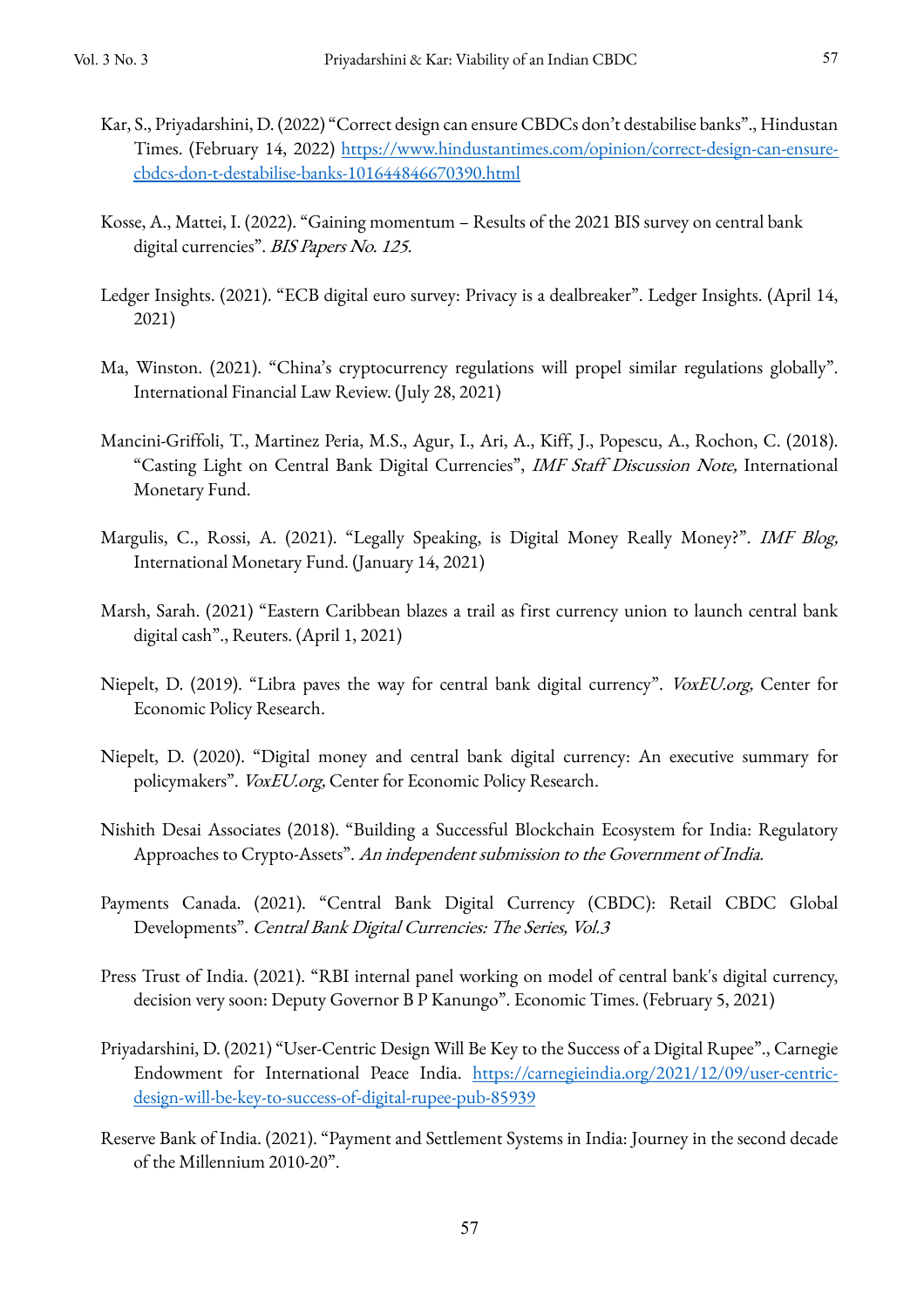Kar, S., Priyadarshini, D. (2022) "Correct design can ensure CBDCs don't destabilise banks"., Hindustan Times. (February 14, 2022) https://www.hindustantimes.com/opinion/correct-design-can-ensure-cbdcs-don-t-destabilise-banks-101644846670390.html

Kosse, A., Mattei, I. (2022). "Gaining momentum – Results of the 2021 BIS survey on central bank digital currencies". *BIS Papers No. 125.*

Ledger Insights. (2021). "ECB digital euro survey: Privacy is a dealbreaker". Ledger Insights. (April 14, 2021)

Ma, Winston. (2021). "China's cryptocurrency regulations will propel similar regulations globally". International Financial Law Review. (July 28, 2021)

Mancini-Griffoli, T., Martinez Peria, M.S., Agur, I., Ari, A., Kiff, J., Popescu, A., Rochon, C. (2018). "Casting Light on Central Bank Digital Currencies", *IMF Staff Discussion Note,* International Monetary Fund.

Margulis, C., Rossi, A. (2021). "Legally Speaking, is Digital Money Really Money?". *IMF Blog,* International Monetary Fund. (January 14, 2021)

Marsh, Sarah. (2021) "Eastern Caribbean blazes a trail as first currency union to launch central bank digital cash"., Reuters. (April 1, 2021)

Niepelt, D. (2019). "Libra paves the way for central bank digital currency". *VoxEU.org,* Center for Economic Policy Research.

Niepelt, D. (2020). "Digital money and central bank digital currency: An executive summary for policymakers". *VoxEU.org,* Center for Economic Policy Research.

Nishith Desai Associates (2018). "Building a Successful Blockchain Ecosystem for India: Regulatory Approaches to Crypto-Assets". *An independent submission to the Government of India.*

Payments Canada. (2021). "Central Bank Digital Currency (CBDC): Retail CBDC Global Developments". *Central Bank Digital Currencies: The Series, Vol.3*

Press Trust of India. (2021). "RBI internal panel working on model of central bank's digital currency, decision very soon: Deputy Governor B P Kanungo". Economic Times. (February 5, 2021)

Priyadarshini, D. (2021) "User-Centric Design Will Be Key to the Success of a Digital Rupee"., Carnegie Endowment for International Peace India. https://carnegieindia.org/2021/12/09/user-centric-design-will-be-key-to-success-of-digital-rupee-pub-85939

Reserve Bank of India. (2021). "Payment and Settlement Systems in India: Journey in the second decade of the Millennium 2010-20".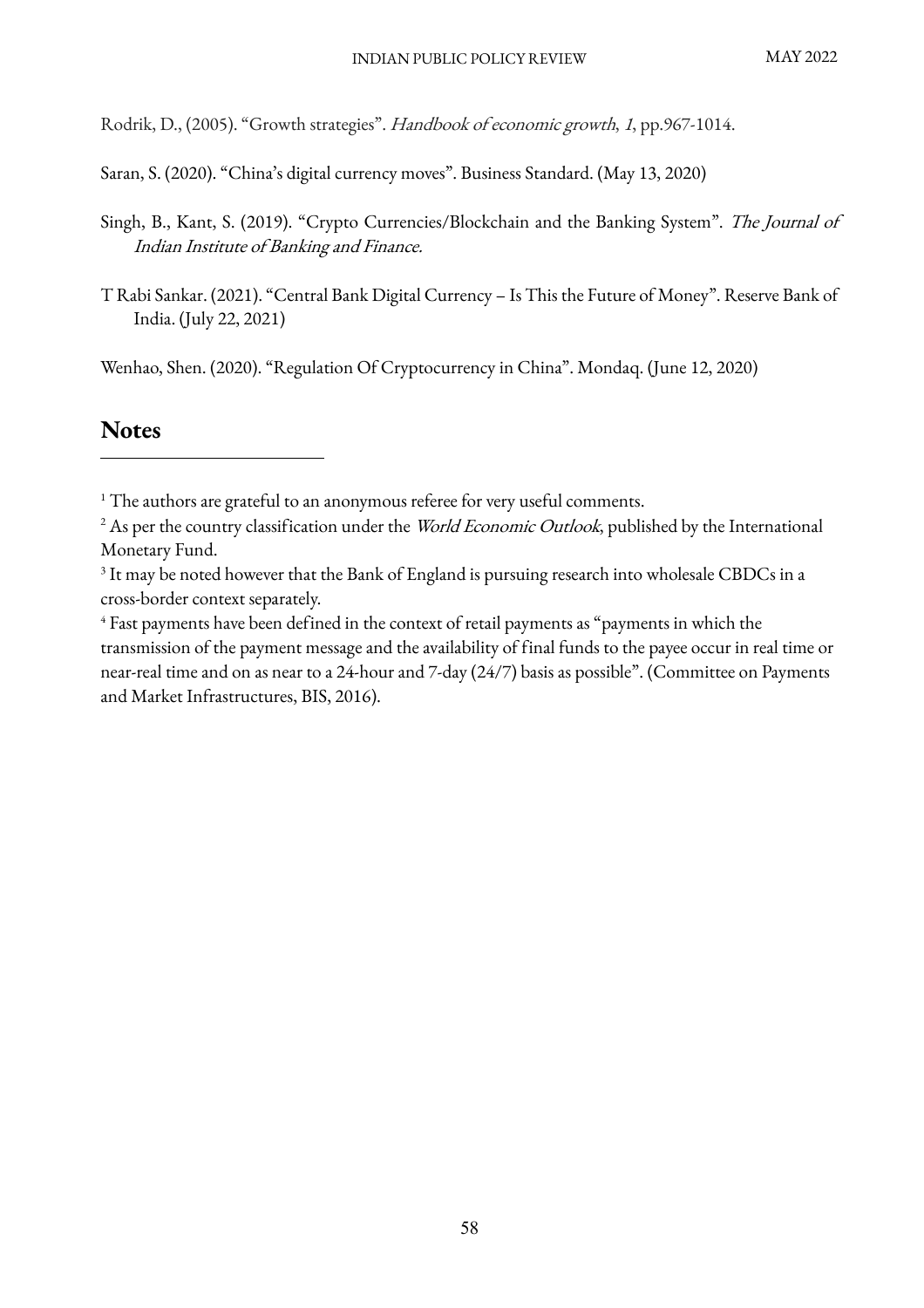Rodrik, D., (2005). "Growth strategies". *Handbook of economic growth*, *1*, pp.967-1014.

Saran, S. (2020). "China's digital currency moves". Business Standard. (May 13, 2020)

Singh, B., Kant, S. (2019). "Crypto Currencies/Blockchain and the Banking System". *The Journal of Indian Institute of Banking and Finance.*

T Rabi Sankar. (2021). "Central Bank Digital Currency – Is This the Future of Money". Reserve Bank of India. (July 22, 2021)

Wenhao, Shen. (2020). "Regulation Of Cryptocurrency in China". Mondaq. (June 12, 2020)

## Notes

[1] The authors are grateful to an anonymous referee for very useful comments.

[2] As per the country classification under the *World Economic Outlook*, published by the International Monetary Fund.

[3] It may be noted however that the Bank of England is pursuing research into wholesale CBDCs in a cross-border context separately.

[4] Fast payments have been defined in the context of retail payments as "payments in which the transmission of the payment message and the availability of final funds to the payee occur in real time or near-real time and on as near to a 24-hour and 7-day (24/7) basis as possible". (Committee on Payments and Market Infrastructures, BIS, 2016).